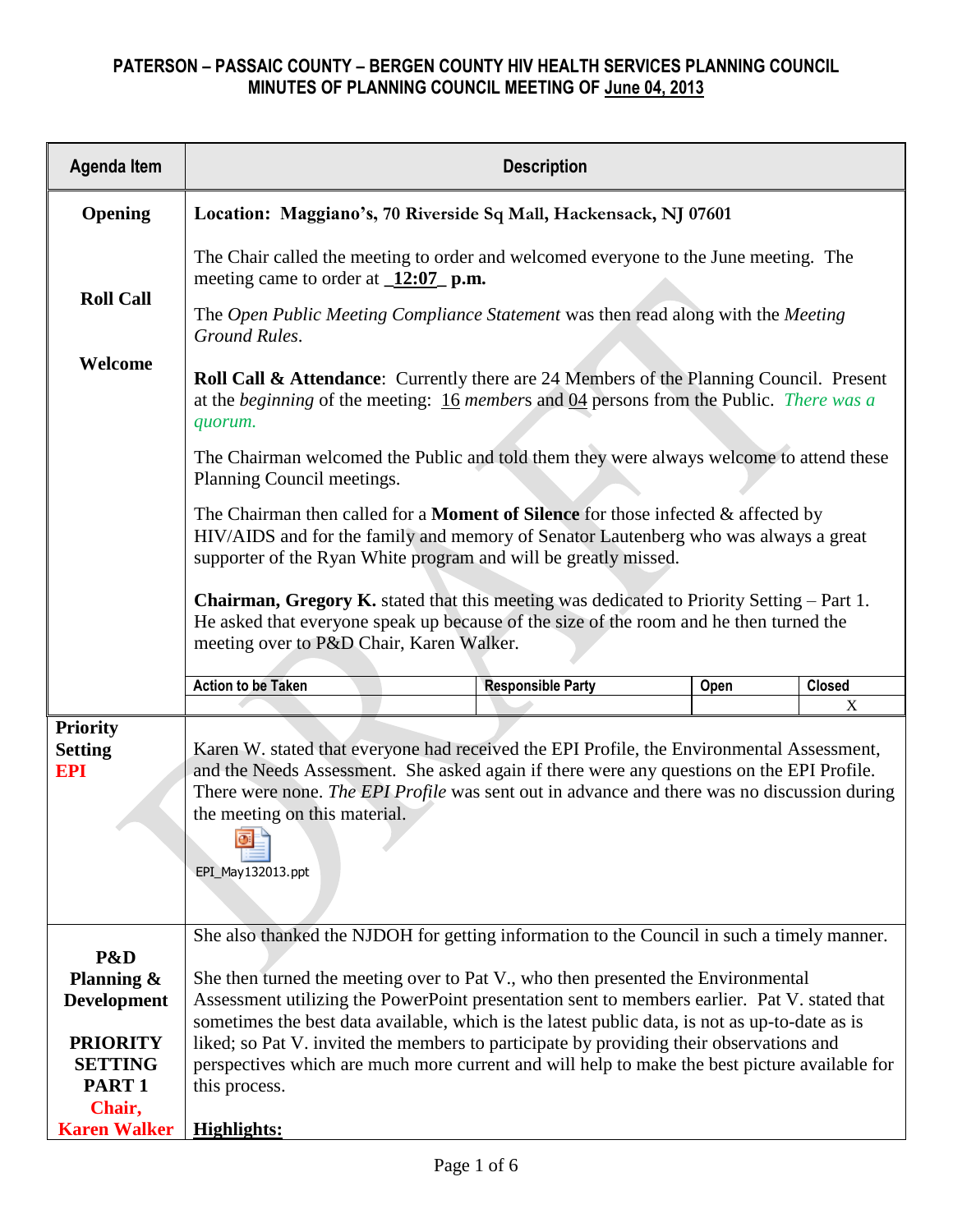# PATERSON – PASSAIC COUNTY – BERGEN COUNTY HIV HEALTH SERVICES PLANNING COUNCIL
## MINUTES OF PLANNING COUNCIL MEETING OF June 04, 2013

| Agenda Item | Description |
|---|---|
| **Opening**<br><br>**Roll Call**<br><br>**Welcome** | **Location: Maggiano's, 70 Riverside Sq Mall, Hackensack, NJ 07601**<br><br>The Chair called the meeting to order and welcomed everyone to the June meeting. The meeting came to order at **_12:07_ p.m.**<br><br>The *Open Public Meeting Compliance Statement* was then read along with the *Meeting Ground Rules.*<br><br>**Roll Call & Attendance**: Currently there are 24 Members of the Planning Council. Present at the *beginning* of the meeting: 16 *members* and 04 persons from the Public. *There was a quorum.*<br><br>The Chairman welcomed the Public and told them they were always welcome to attend these Planning Council meetings.<br><br>The Chairman then called for a **Moment of Silence** for those infected & affected by HIV/AIDS and for the family and memory of Senator Lautenberg who was always a great supporter of the Ryan White program and will be greatly missed.<br><br>**Chairman, Gregory K.** stated that this meeting was dedicated to Priority Setting – Part 1. He asked that everyone speak up because of the size of the room and he then turned the meeting over to P&D Chair, Karen Walker. |

| Action to be Taken | Responsible Party | Open | Closed |
|---|---|---|---|
| | | | X |

| Agenda Item | Description |
|---|---|
| **Priority Setting**<br>**EPI** | Karen W. stated that everyone had received the EPI Profile, the Environmental Assessment, and the Needs Assessment. She asked again if there were any questions on the EPI Profile. There were none. *The EPI Profile* was sent out in advance and there was no discussion during the meeting on this material.<br><br>EPI_May132013.ppt |
| **P&D Planning & Development**<br><br>**PRIORITY SETTING PART 1**<br>**Chair, Karen Walker** | She also thanked the NJDOH for getting information to the Council in such a timely manner.<br><br>She then turned the meeting over to Pat V., who then presented the Environmental Assessment utilizing the PowerPoint presentation sent to members earlier. Pat V. stated that sometimes the best data available, which is the latest public data, is not as up-to-date as is liked; so Pat V. invited the members to participate by providing their observations and perspectives which are much more current and will help to make the best picture available for this process.<br><br>**Highlights:** |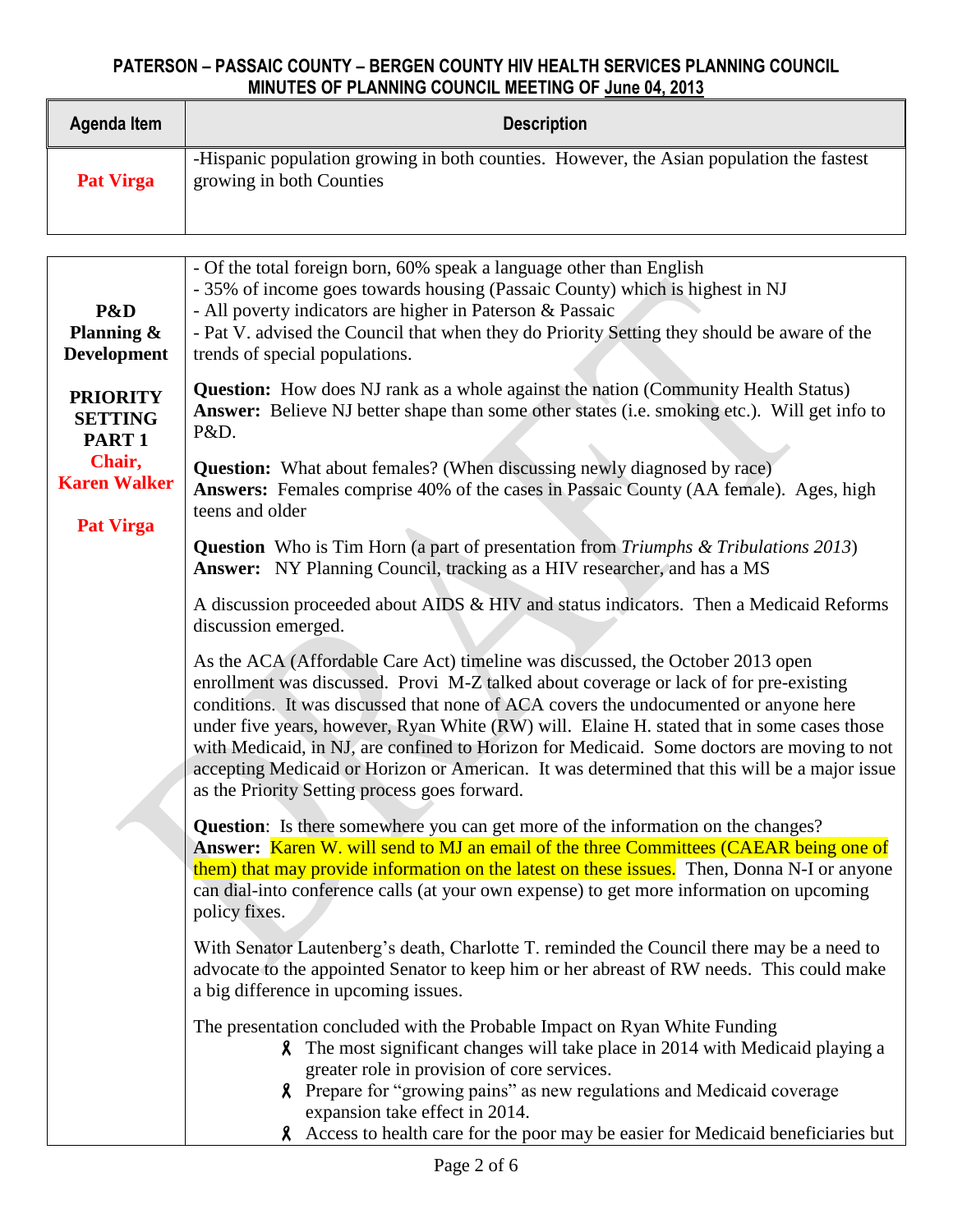## PATERSON – PASSAIC COUNTY – BERGEN COUNTY HIV HEALTH SERVICES PLANNING COUNCIL
## MINUTES OF PLANNING COUNCIL MEETING OF June 04, 2013

| Agenda Item | Description |
|---|---|
| **Pat Virga** | -Hispanic population growing in both counties. However, the Asian population the fastest growing in both Counties |

| | |
|---|---|
| **P&D Planning & Development**<br><br>**PRIORITY SETTING PART 1**<br>**Chair, Karen Walker**<br><br>**Pat Virga** | - Of the total foreign born, 60% speak a language other than English<br>- 35% of income goes towards housing (Passaic County) which is highest in NJ<br>- All poverty indicators are higher in Paterson & Passaic<br>- Pat V. advised the Council that when they do Priority Setting they should be aware of the trends of special populations.<br><br>**Question:** How does NJ rank as a whole against the nation (Community Health Status)<br>**Answer:** Believe NJ better shape than some other states (i.e. smoking etc.). Will get info to P&D.<br><br>**Question:** What about females? (When discussing newly diagnosed by race)<br>**Answers:** Females comprise 40% of the cases in Passaic County (AA female). Ages, high teens and older<br><br>**Question** Who is Tim Horn (a part of presentation from *Triumphs & Tribulations 2013*)<br>**Answer:** NY Planning Council, tracking as a HIV researcher, and has a MS<br><br>A discussion proceeded about AIDS & HIV and status indicators. Then a Medicaid Reforms discussion emerged.<br><br>As the ACA (Affordable Care Act) timeline was discussed, the October 2013 open enrollment was discussed. Provi M-Z talked about coverage or lack of for pre-existing conditions. It was discussed that none of ACA covers the undocumented or anyone here under five years, however, Ryan White (RW) will. Elaine H. stated that in some cases those with Medicaid, in NJ, are confined to Horizon for Medicaid. Some doctors are moving to not accepting Medicaid or Horizon or American. It was determined that this will be a major issue as the Priority Setting process goes forward.<br><br>**Question**: Is there somewhere you can get more of the information on the changes?<br>**Answer:** Karen W. will send to MJ an email of the three Committees (CAEAR being one of them) that may provide information on the latest on these issues. Then, Donna N-I or anyone can dial-into conference calls (at your own expense) to get more information on upcoming policy fixes.<br><br>With Senator Lautenberg's death, Charlotte T. reminded the Council there may be a need to advocate to the appointed Senator to keep him or her abreast of RW needs. This could make a big difference in upcoming issues.<br><br>The presentation concluded with the Probable Impact on Ryan White Funding<br>- The most significant changes will take place in 2014 with Medicaid playing a greater role in provision of core services.<br>- Prepare for "growing pains" as new regulations and Medicaid coverage expansion take effect in 2014.<br>- Access to health care for the poor may be easier for Medicaid beneficiaries but |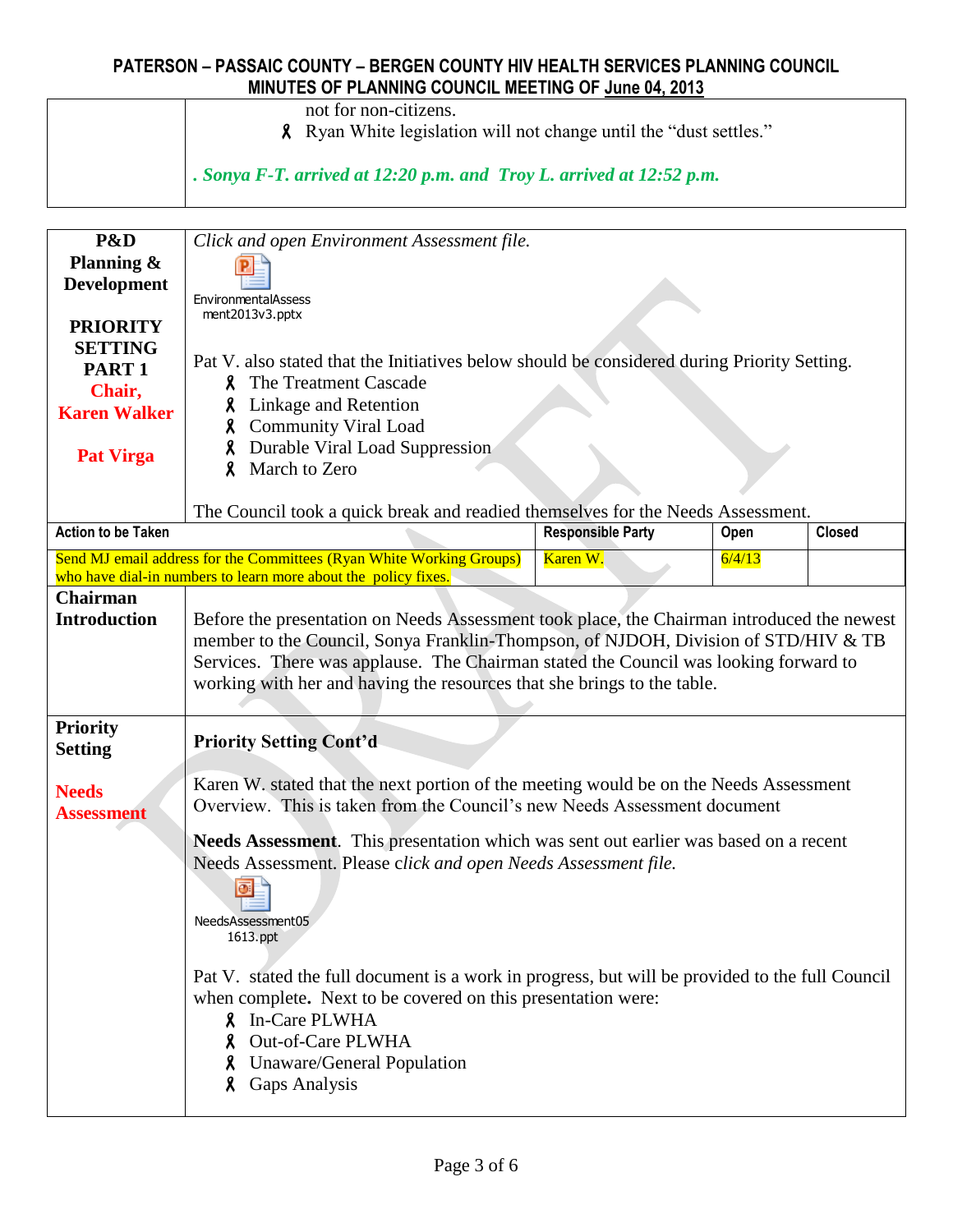**PATERSON – PASSAIC COUNTY – BERGEN COUNTY HIV HEALTH SERVICES PLANNING COUNCIL**
**MINUTES OF PLANNING COUNCIL MEETING OF June 04, 2013**

| | |
|---|---|
| | not for non-citizens.<br>- Ryan White legislation will not change until the "dust settles."<br><br>*. Sonya F-T. arrived at 12:20 p.m. and Troy L. arrived at 12:52 p.m.* |

| | | | | |
|---|---|---|---|---|
| **P&D Planning & Development**<br><br>**PRIORITY SETTING PART 1**<br>**Chair, Karen Walker**<br><br>**Pat Virga** | *Click and open Environment Assessment file.*<br><br>EnvironmentalAssessment2013v3.pptx<br><br>Pat V. also stated that the Initiatives below should be considered during Priority Setting.<br>- The Treatment Cascade<br>- Linkage and Retention<br>- Community Viral Load<br>- Durable Viral Load Suppression<br>- March to Zero<br><br>The Council took a quick break and readied themselves for the Needs Assessment. | | | |
| **Action to be Taken** | | **Responsible Party** | **Open** | **Closed** |
| Send MJ email address for the Committees (Ryan White Working Groups) who have dial-in numbers to learn more about the policy fixes. | | Karen W. | 6/4/13 | |
| **Chairman Introduction** | Before the presentation on Needs Assessment took place, the Chairman introduced the newest member to the Council, Sonya Franklin-Thompson, of NJDOH, Division of STD/HIV & TB Services. There was applause. The Chairman stated the Council was looking forward to working with her and having the resources that she brings to the table. | | | |
| **Priority Setting**<br><br>**Needs Assessment** | **Priority Setting Cont'd**<br><br>Karen W. stated that the next portion of the meeting would be on the Needs Assessment Overview. This is taken from the Council's new Needs Assessment document<br><br>**Needs Assessment**. This presentation which was sent out earlier was based on a recent Needs Assessment. Please c*lick and open Needs Assessment file.*<br><br>NeedsAssessment051613.ppt<br><br>Pat V. stated the full document is a work in progress, but will be provided to the full Council when complete**.** Next to be covered on this presentation were:<br>- In-Care PLWHA<br>- Out-of-Care PLWHA<br>- Unaware/General Population<br>- Gaps Analysis | | | |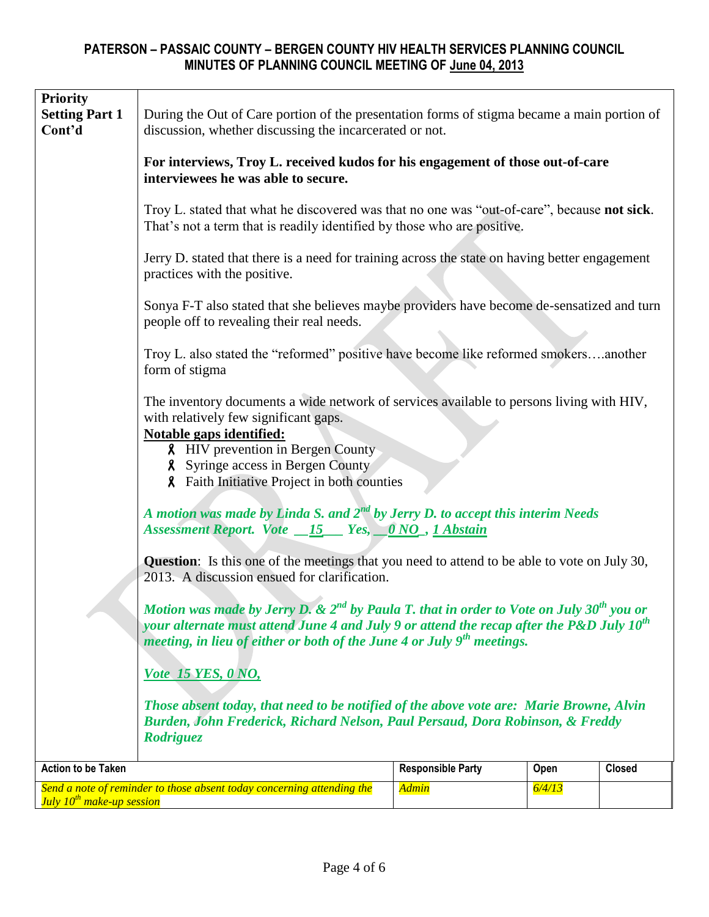# PATERSON – PASSAIC COUNTY – BERGEN COUNTY HIV HEALTH SERVICES PLANNING COUNCIL
## MINUTES OF PLANNING COUNCIL MEETING OF June 04, 2013

**Priority Setting Part 1 Cont'd**

During the Out of Care portion of the presentation forms of stigma became a main portion of discussion, whether discussing the incarcerated or not.

**For interviews, Troy L. received kudos for his engagement of those out-of-care interviewees he was able to secure.**

Troy L. stated that what he discovered was that no one was "out-of-care", because **not sick**. That's not a term that is readily identified by those who are positive.

Jerry D. stated that there is a need for training across the state on having better engagement practices with the positive.

Sonya F-T also stated that she believes maybe providers have become de-sensatized and turn people off to revealing their real needs.

Troy L. also stated the "reformed" positive have become like reformed smokers….another form of stigma

The inventory documents a wide network of services available to persons living with HIV, with relatively few significant gaps.

**Notable gaps identified:**

- HIV prevention in Bergen County
- Syringe access in Bergen County
- Faith Initiative Project in both counties

***A motion was made by Linda S. and 2nd by Jerry D. to accept this interim Needs Assessment Report. Vote __15___ Yes, __0 NO_, 1 Abstain***

**Question**: Is this one of the meetings that you need to attend to be able to vote on July 30, 2013. A discussion ensued for clarification.

***Motion was made by Jerry D. & 2nd by Paula T. that in order to Vote on July 30th you or your alternate must attend June 4 and July 9 or attend the recap after the P&D July 10th meeting, in lieu of either or both of the June 4 or July 9th meetings.***

***Vote 15 YES, 0 NO,***

***Those absent today, that need to be notified of the above vote are: Marie Browne, Alvin Burden, John Frederick, Richard Nelson, Paul Persaud, Dora Robinson, & Freddy Rodriguez***

| Action to be Taken | Responsible Party | Open | Closed |
|---|---|---|---|
| *Send a note of reminder to those absent today concerning attending the July 10th make-up session* | *Admin* | *6/4/13* | |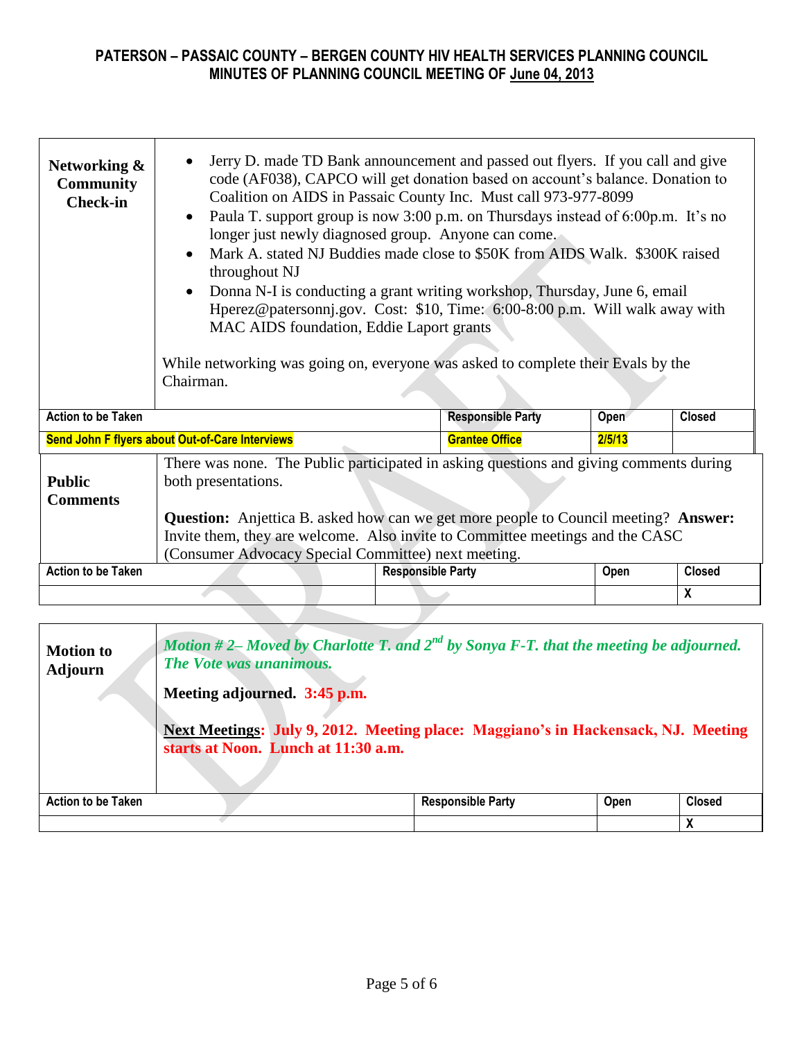## PATERSON – PASSAIC COUNTY – BERGEN COUNTY HIV HEALTH SERVICES PLANNING COUNCIL
## MINUTES OF PLANNING COUNCIL MEETING OF June 04, 2013

| **Networking & Community Check-in** | • Jerry D. made TD Bank announcement and passed out flyers. If you call and give code (AF038), CAPCO will get donation based on account's balance. Donation to Coalition on AIDS in Passaic County Inc. Must call 973-977-8099<br>• Paula T. support group is now 3:00 p.m. on Thursdays instead of 6:00p.m. It's no longer just newly diagnosed group. Anyone can come.<br>• Mark A. stated NJ Buddies made close to $50K from AIDS Walk. $300K raised throughout NJ<br>• Donna N-I is conducting a grant writing workshop, Thursday, June 6, email Hperez@patersonnj.gov. Cost: $10, Time: 6:00-8:00 p.m. Will walk away with MAC AIDS foundation, Eddie Laport grants<br><br>While networking was going on, everyone was asked to complete their Evals by the Chairman. | | | |
|---|---|---|---|---|
| **Action to be Taken** | | **Responsible Party** | **Open** | **Closed** |
| Send John F flyers about Out-of-Care Interviews | | Grantee Office | 2/5/13 | |

| **Public Comments** | There was none. The Public participated in asking questions and giving comments during both presentations.<br><br>**Question:** Anjettica B. asked how can we get more people to Council meeting? **Answer:** Invite them, they are welcome. Also invite to Committee meetings and the CASC (Consumer Advocacy Special Committee) next meeting. | | | |
|---|---|---|---|---|
| **Action to be Taken** | | **Responsible Party** | **Open** | **Closed** |
| | | | | X |

| **Motion to Adjourn** | ***Motion # 2– Moved by Charlotte T. and 2nd by Sonya F-T. that the meeting be adjourned. The Vote was unanimous.***<br><br>**Meeting adjourned. 3:45 p.m.**<br><br>**Next Meetings: July 9, 2012. Meeting place: Maggiano's in Hackensack, NJ. Meeting starts at Noon. Lunch at 11:30 a.m.** | | | |
|---|---|---|---|---|
| **Action to be Taken** | | **Responsible Party** | **Open** | **Closed** |
| | | | | X |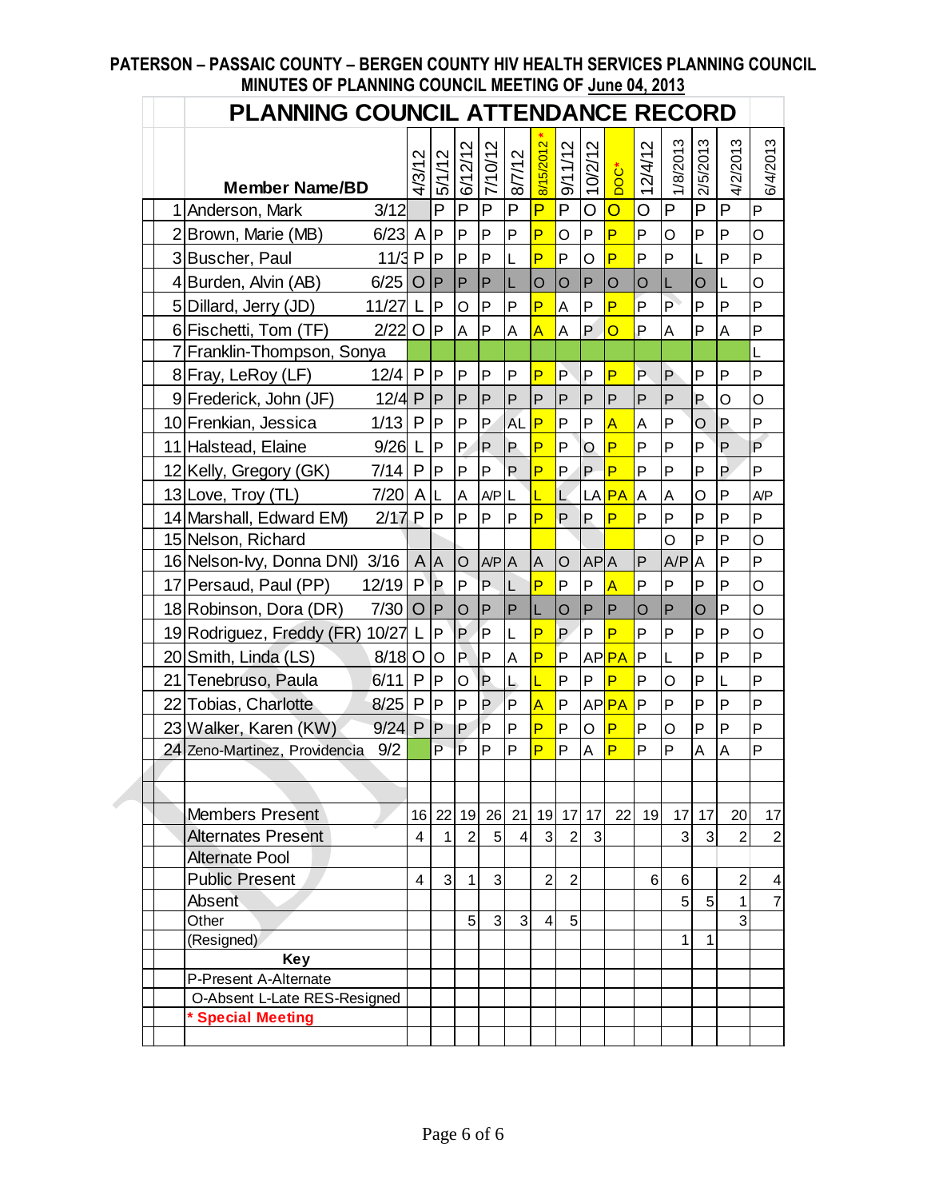**PATERSON – PASSAIC COUNTY – BERGEN COUNTY HIV HEALTH SERVICES PLANNING COUNCIL**
**MINUTES OF PLANNING COUNCIL MEETING OF June 04, 2013**

# PLANNING COUNCIL ATTENDANCE RECORD

| | Member Name/BD | | 4/3/12 | 5/1/12 | 6/12/12 | 7/10/12 | 8/7/12 | 8/15/2012 * | 9/11/12 | 10/2/12 | DOC* | 12/4/12 | 1/8/2013 | 2/5/2013 | 4/2/2013 | 6/4/2013 |
|---|---|---|---|---|---|---|---|---|---|---|---|---|---|---|---|---|
| 1 | Anderson, Mark | 3/12 | | P | P | P | P | P | P | O | O | O | P | P | P | P |
| 2 | Brown, Marie (MB) | 6/23 | A | P | P | P | P | P | O | P | P | P | O | P | P | O |
| 3 | Buscher, Paul | 11/3 | P | P | P | P | L | P | P | O | P | P | P | L | P | P |
| 4 | Burden, Alvin (AB) | 6/25 | O | P | P | P | L | O | O | P | O | O | L | O | L | O |
| 5 | Dillard, Jerry (JD) | 11/27 | L | P | O | P | P | P | A | P | P | P | P | P | P | P |
| 6 | Fischetti, Tom (TF) | 2/22 | O | P | A | P | A | A | A | P | O | P | A | P | A | P |
| 7 | Franklin-Thompson, Sonya | | | | | | | | | | | | | | | L |
| 8 | Fray, LeRoy (LF) | 12/4 | P | P | P | P | P | P | P | P | P | P | P | P | P | P |
| 9 | Frederick, John (JF) | 12/4 | P | P | P | P | P | P | P | P | P | P | P | P | O | O |
| 10 | Frenkian, Jessica | 1/13 | P | P | P | P | AL | P | P | P | A | A | P | O | P | P |
| 11 | Halstead, Elaine | 9/26 | L | P | P | P | P | P | P | O | P | P | P | P | P | P |
| 12 | Kelly, Gregory (GK) | 7/14 | P | P | P | P | P | P | P | P | P | P | P | P | P | P |
| 13 | Love, Troy (TL) | 7/20 | A | L | A | A/P | L | L | L | LA | PA | A | A | O | P | A/P |
| 14 | Marshall, Edward EM) | 2/17 | P | P | P | P | P | P | P | P | P | P | P | P | P | P |
| 15 | Nelson, Richard | | | | | | | | | | | | O | P | P | O |
| 16 | Nelson-Ivy, Donna DNI) | 3/16 | A | A | O | A/P | A | A | O | AP | A | P | A/P | A | P | P |
| 17 | Persaud, Paul (PP) | 12/19 | P | P | P | P | L | P | P | P | A | P | P | P | P | O |
| 18 | Robinson, Dora (DR) | 7/30 | O | P | O | P | P | L | O | P | P | O | P | O | P | O |
| 19 | Rodriguez, Freddy (FR) | 10/27 | L | P | P | P | L | P | P | P | P | P | P | P | P | O |
| 20 | Smith, Linda (LS) | 8/18 | O | O | P | P | A | P | P | AP | PA | P | L | P | P | P |
| 21 | Tenebruso, Paula | 6/11 | P | P | O | P | L | L | P | P | P | P | O | P | L | P |
| 22 | Tobias, Charlotte | 8/25 | P | P | P | P | P | A | P | AP | PA | P | P | P | P | P |
| 23 | Walker, Karen (KW) | 9/24 | P | P | P | P | P | P | P | O | P | P | O | P | P | P |
| 24 | Zeno-Martinez, Providencia | 9/2 | | P | P | P | P | P | P | A | P | P | P | A | A | P |
| | | | | | | | | | | | | | | | | |
| | | | | | | | | | | | | | | | | |
| | Members Present | | 16 | 22 | 19 | 26 | 21 | 19 | 17 | 17 | 22 | 19 | 17 | 17 | 20 | 17 |
| | Alternates Present | | 4 | 1 | 2 | 5 | 4 | 3 | 2 | 3 | | | 3 | 3 | 2 | 2 |
| | Alternate Pool | | | | | | | | | | | | | | | |
| | Public Present | | 4 | 3 | 1 | 3 | | 2 | 2 | | | 6 | 6 | | 2 | 4 |
| | Absent | | | | | | | | | | | | 5 | 5 | 1 | 7 |
| | Other | | | | 5 | 3 | 3 | 4 | 5 | | | | | | 3 | |
| | (Resigned) | | | | | | | | | | | | 1 | 1 | | |
| | **Key** | | | | | | | | | | | | | | | |
| | P-Present A-Alternate | | | | | | | | | | | | | | | |
| | O-Absent L-Late RES-Resigned | | | | | | | | | | | | | | | |
| | *** Special Meeting** | | | | | | | | | | | | | | | |